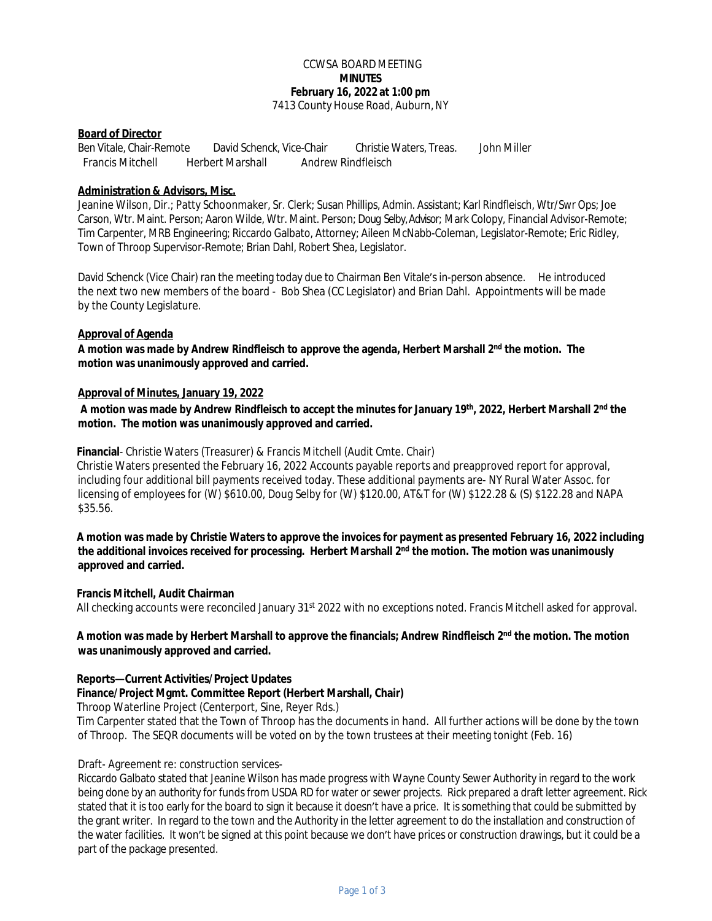CCWSA BOARD MEETING
**MINUTES**
**February 16, 2022 at 1:00 pm**
7413 County House Road, Auburn, NY

**Board of Director**

Ben Vitale, Chair-Remote David Schenck, Vice-Chair Christie Waters, Treas. John Miller Francis Mitchell Herbert Marshall Andrew Rindfleisch

**Administration & Advisors, Misc.**

Jeanine Wilson, Dir.; Patty Schoonmaker, Sr. Clerk; Susan Phillips, Admin. Assistant; Karl Rindfleisch, Wtr/Swr Ops; Joe Carson, Wtr. Maint. Person; Aaron Wilde, Wtr. Maint. Person; Doug Selby, Advisor; Mark Colopy, Financial Advisor-Remote; Tim Carpenter, MRB Engineering; Riccardo Galbato, Attorney; Aileen McNabb-Coleman, Legislator-Remote; Eric Ridley, Town of Throop Supervisor-Remote; Brian Dahl, Robert Shea, Legislator.

David Schenck (Vice Chair) ran the meeting today due to Chairman Ben Vitale's in-person absence. He introduced the next two new members of the board - Bob Shea (CC Legislator) and Brian Dahl. Appointments will be made by the County Legislature.

**Approval of Agenda**

**A motion was made by Andrew Rindfleisch to approve the agenda, Herbert Marshall 2nd the motion. The motion was unanimously approved and carried.**

**Approval of Minutes, January 19, 2022**

**A motion was made by Andrew Rindfleisch to accept the minutes for January 19th, 2022, Herbert Marshall 2nd the motion. The motion was unanimously approved and carried.**

**Financial**- Christie Waters (Treasurer) & Francis Mitchell (Audit Cmte. Chair)

Christie Waters presented the February 16, 2022 Accounts payable reports and preapproved report for approval, including four additional bill payments received today. These additional payments are- NY Rural Water Assoc. for licensing of employees for (W) $610.00, Doug Selby for (W) $120.00, AT&T for (W) $122.28 & (S) $122.28 and NAPA $35.56.

**A motion was made by Christie Waters to approve the invoices for payment as presented February 16, 2022 including the additional invoices received for processing. Herbert Marshall 2nd the motion. The motion was unanimously approved and carried.**

**Francis Mitchell, Audit Chairman**

All checking accounts were reconciled January 31st 2022 with no exceptions noted. Francis Mitchell asked for approval.

**A motion was made by Herbert Marshall to approve the financials; Andrew Rindfleisch 2nd the motion. The motion was unanimously approved and carried.**

**Reports—Current Activities/Project Updates**

**Finance/Project Mgmt. Committee Report (Herbert Marshall, Chair)**

Throop Waterline Project (Centerport, Sine, Reyer Rds.)

Tim Carpenter stated that the Town of Throop has the documents in hand. All further actions will be done by the town of Throop. The SEQR documents will be voted on by the town trustees at their meeting tonight (Feb. 16)

Draft- Agreement re: construction services-

Riccardo Galbato stated that Jeanine Wilson has made progress with Wayne County Sewer Authority in regard to the work being done by an authority for funds from USDA RD for water or sewer projects. Rick prepared a draft letter agreement. Rick stated that it is too early for the board to sign it because it doesn't have a price. It is something that could be submitted by the grant writer. In regard to the town and the Authority in the letter agreement to do the installation and construction of the water facilities. It won't be signed at this point because we don't have prices or construction drawings, but it could be a part of the package presented.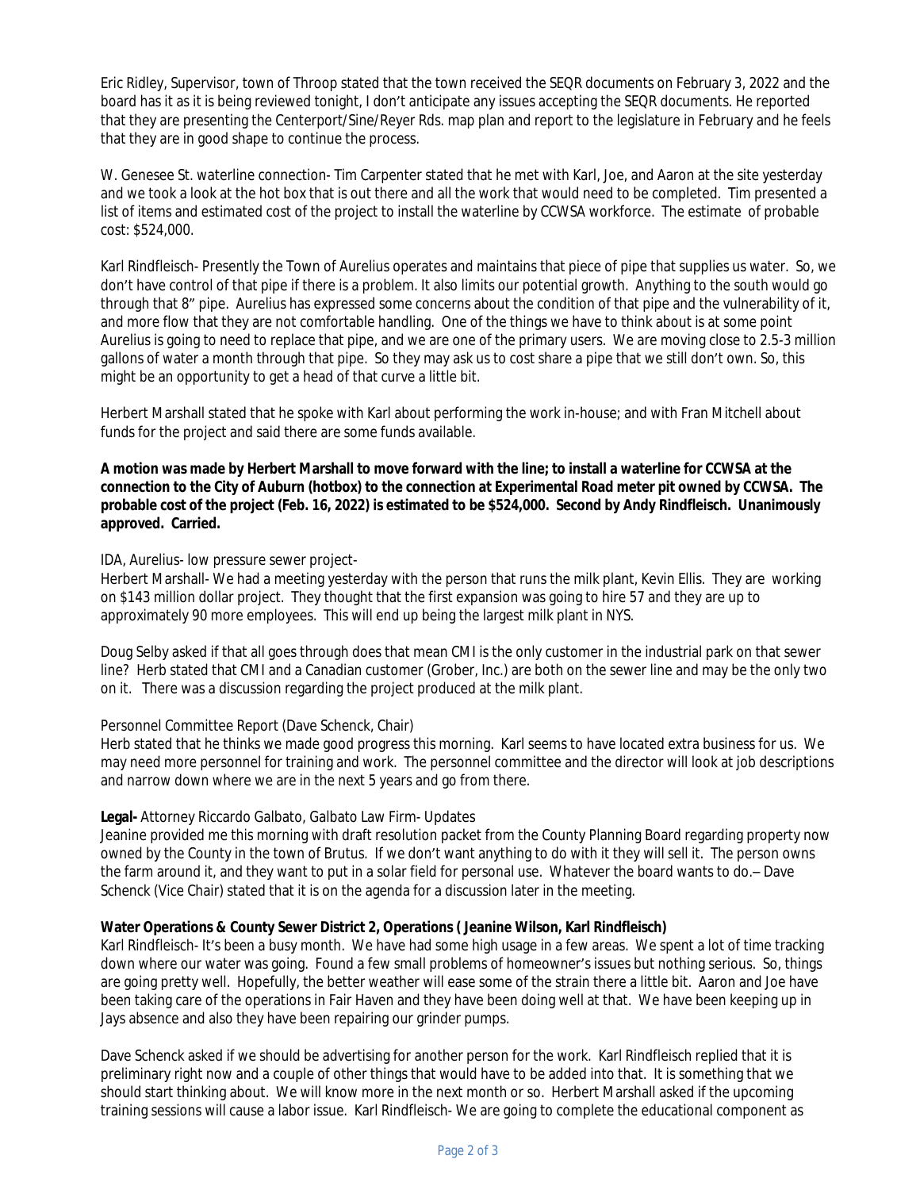Eric Ridley, Supervisor, town of Throop stated that the town received the SEQR documents on February 3, 2022 and the board has it as it is being reviewed tonight, I don't anticipate any issues accepting the SEQR documents. He reported that they are presenting the Centerport/Sine/Reyer Rds. map plan and report to the legislature in February and he feels that they are in good shape to continue the process.

W. Genesee St. waterline connection- Tim Carpenter stated that he met with Karl, Joe, and Aaron at the site yesterday and we took a look at the hot box that is out there and all the work that would need to be completed. Tim presented a list of items and estimated cost of the project to install the waterline by CCWSA workforce. The estimate of probable cost: $524,000.

Karl Rindfleisch- Presently the Town of Aurelius operates and maintains that piece of pipe that supplies us water. So, we don't have control of that pipe if there is a problem. It also limits our potential growth. Anything to the south would go through that 8" pipe. Aurelius has expressed some concerns about the condition of that pipe and the vulnerability of it, and more flow that they are not comfortable handling. One of the things we have to think about is at some point Aurelius is going to need to replace that pipe, and we are one of the primary users. We are moving close to 2.5-3 million gallons of water a month through that pipe. So they may ask us to cost share a pipe that we still don't own. So, this might be an opportunity to get a head of that curve a little bit.

Herbert Marshall stated that he spoke with Karl about performing the work in-house; and with Fran Mitchell about funds for the project and said there are some funds available.

**A motion was made by Herbert Marshall to move forward with the line; to install a waterline for CCWSA at the connection to the City of Auburn (hotbox) to the connection at Experimental Road meter pit owned by CCWSA. The probable cost of the project (Feb. 16, 2022) is estimated to be $524,000. Second by Andy Rindfleisch. Unanimously approved. Carried.**

IDA, Aurelius- low pressure sewer project-
Herbert Marshall- We had a meeting yesterday with the person that runs the milk plant, Kevin Ellis. They are working on $143 million dollar project. They thought that the first expansion was going to hire 57 and they are up to approximately 90 more employees. This will end up being the largest milk plant in NYS.

Doug Selby asked if that all goes through does that mean CMI is the only customer in the industrial park on that sewer line? Herb stated that CMI and a Canadian customer (Grober, Inc.) are both on the sewer line and may be the only two on it. There was a discussion regarding the project produced at the milk plant.

Personnel Committee Report (Dave Schenck, Chair)
Herb stated that he thinks we made good progress this morning. Karl seems to have located extra business for us. We may need more personnel for training and work. The personnel committee and the director will look at job descriptions and narrow down where we are in the next 5 years and go from there.

**Legal-** Attorney Riccardo Galbato, Galbato Law Firm- Updates
Jeanine provided me this morning with draft resolution packet from the County Planning Board regarding property now owned by the County in the town of Brutus. If we don't want anything to do with it they will sell it. The person owns the farm around it, and they want to put in a solar field for personal use. Whatever the board wants to do.– Dave Schenck (Vice Chair) stated that it is on the agenda for a discussion later in the meeting.

**Water Operations & County Sewer District 2, Operations ( Jeanine Wilson, Karl Rindfleisch)**
Karl Rindfleisch- It's been a busy month. We have had some high usage in a few areas. We spent a lot of time tracking down where our water was going. Found a few small problems of homeowner's issues but nothing serious. So, things are going pretty well. Hopefully, the better weather will ease some of the strain there a little bit. Aaron and Joe have been taking care of the operations in Fair Haven and they have been doing well at that. We have been keeping up in Jays absence and also they have been repairing our grinder pumps.

Dave Schenck asked if we should be advertising for another person for the work. Karl Rindfleisch replied that it is preliminary right now and a couple of other things that would have to be added into that. It is something that we should start thinking about. We will know more in the next month or so. Herbert Marshall asked if the upcoming training sessions will cause a labor issue. Karl Rindfleisch- We are going to complete the educational component as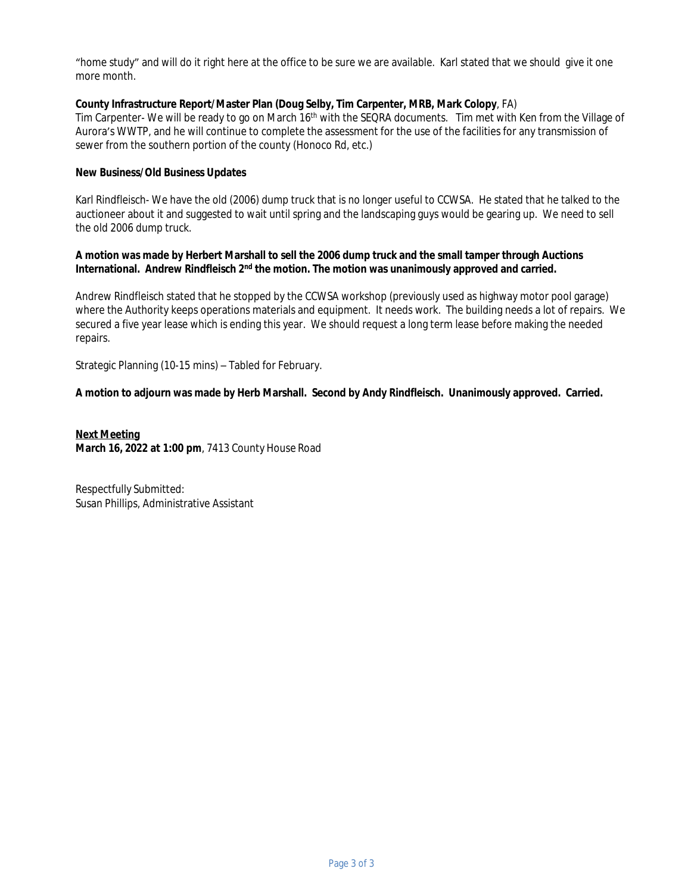"home study" and will do it right here at the office to be sure we are available. Karl stated that we should give it one more month.

**County Infrastructure Report/Master Plan (Doug Selby, Tim Carpenter, MRB, Mark Colopy**, FA)
Tim Carpenter- We will be ready to go on March 16th with the SEQRA documents. Tim met with Ken from the Village of Aurora's WWTP, and he will continue to complete the assessment for the use of the facilities for any transmission of sewer from the southern portion of the county (Honoco Rd, etc.)

**New Business/Old Business Updates**

Karl Rindfleisch- We have the old (2006) dump truck that is no longer useful to CCWSA. He stated that he talked to the auctioneer about it and suggested to wait until spring and the landscaping guys would be gearing up. We need to sell the old 2006 dump truck.

**A motion was made by Herbert Marshall to sell the 2006 dump truck and the small tamper through Auctions International. Andrew Rindfleisch 2nd the motion. The motion was unanimously approved and carried.**

Andrew Rindfleisch stated that he stopped by the CCWSA workshop (previously used as highway motor pool garage) where the Authority keeps operations materials and equipment. It needs work. The building needs a lot of repairs. We secured a five year lease which is ending this year. We should request a long term lease before making the needed repairs.

Strategic Planning (10-15 mins) – Tabled for February.

**A motion to adjourn was made by Herb Marshall. Second by Andy Rindfleisch. Unanimously approved. Carried.**

**Next Meeting**
**March 16, 2022 at 1:00 pm**, 7413 County House Road

Respectfully Submitted:
Susan Phillips, Administrative Assistant